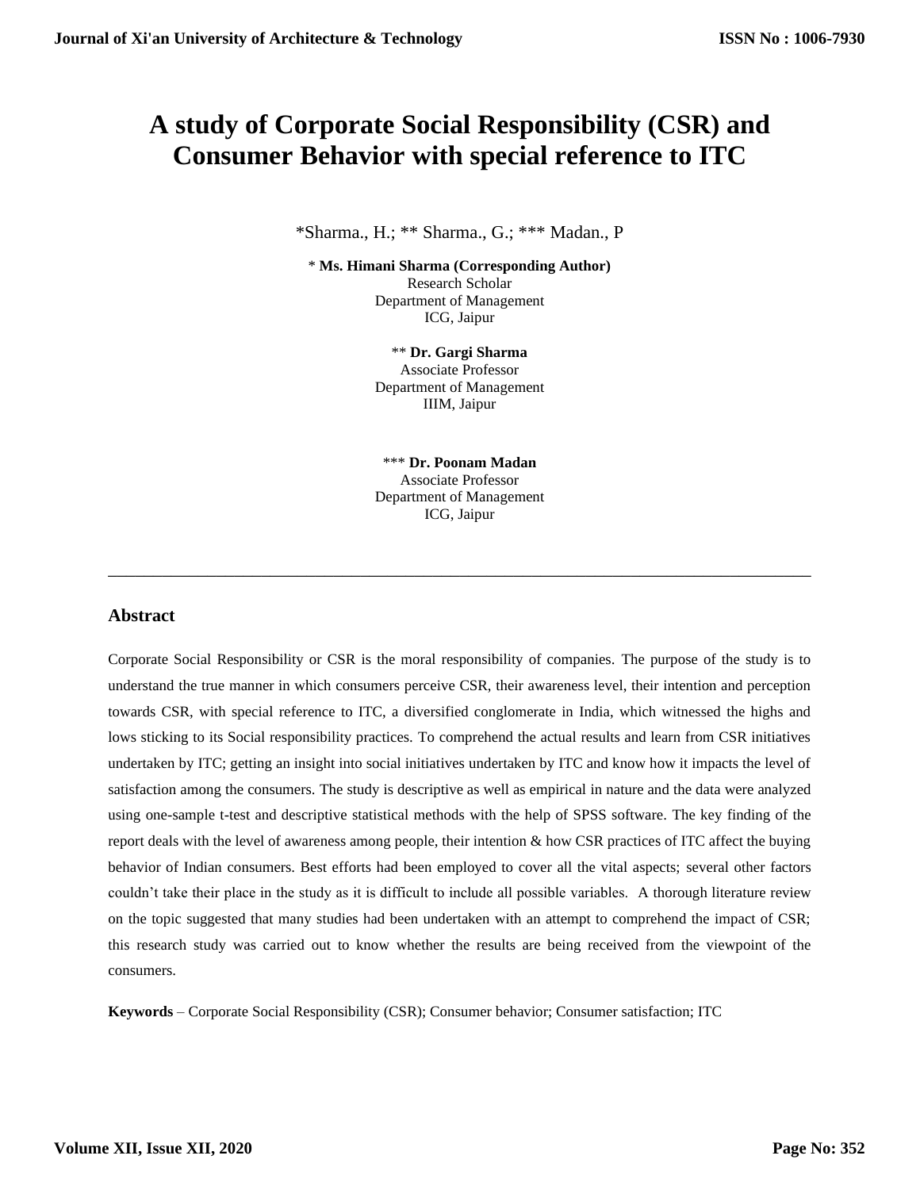# A study of Corporate Social Responsibility (CSR) and Consumer Behavior with special reference to ITC

*Sharma., H.; ** Sharma., G.; *** Madan., P

\* **Ms. Himani Sharma (Corresponding Author)**
Research Scholar
Department of Management
ICG, Jaipur

\** **Dr. Gargi Sharma**
Associate Professor
Department of Management
IIIM, Jaipur

\*** **Dr. Poonam Madan**
Associate Professor
Department of Management
ICG, Jaipur

---

## Abstract

Corporate Social Responsibility or CSR is the moral responsibility of companies. The purpose of the study is to understand the true manner in which consumers perceive CSR, their awareness level, their intention and perception towards CSR, with special reference to ITC, a diversified conglomerate in India, which witnessed the highs and lows sticking to its Social responsibility practices. To comprehend the actual results and learn from CSR initiatives undertaken by ITC; getting an insight into social initiatives undertaken by ITC and know how it impacts the level of satisfaction among the consumers. The study is descriptive as well as empirical in nature and the data were analyzed using one-sample t-test and descriptive statistical methods with the help of SPSS software. The key finding of the report deals with the level of awareness among people, their intention & how CSR practices of ITC affect the buying behavior of Indian consumers. Best efforts had been employed to cover all the vital aspects; several other factors couldn't take their place in the study as it is difficult to include all possible variables. A thorough literature review on the topic suggested that many studies had been undertaken with an attempt to comprehend the impact of CSR; this research study was carried out to know whether the results are being received from the viewpoint of the consumers.

**Keywords** – Corporate Social Responsibility (CSR); Consumer behavior; Consumer satisfaction; ITC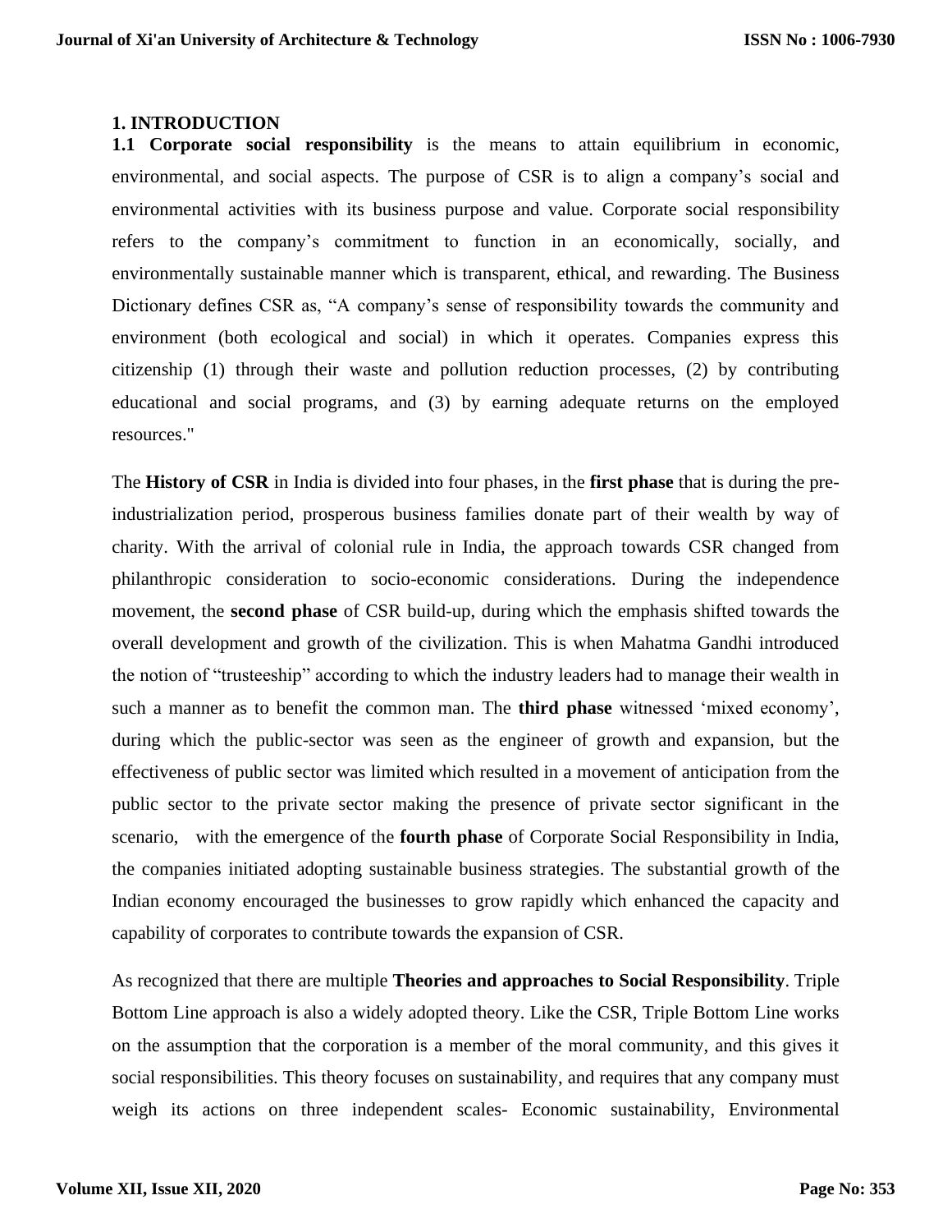## 1. INTRODUCTION

**1.1 Corporate social responsibility** is the means to attain equilibrium in economic, environmental, and social aspects. The purpose of CSR is to align a company's social and environmental activities with its business purpose and value. Corporate social responsibility refers to the company's commitment to function in an economically, socially, and environmentally sustainable manner which is transparent, ethical, and rewarding. The Business Dictionary defines CSR as, "A company's sense of responsibility towards the community and environment (both ecological and social) in which it operates. Companies express this citizenship (1) through their waste and pollution reduction processes, (2) by contributing educational and social programs, and (3) by earning adequate returns on the employed resources."

The **History of CSR** in India is divided into four phases, in the **first phase** that is during the pre-industrialization period, prosperous business families donate part of their wealth by way of charity. With the arrival of colonial rule in India, the approach towards CSR changed from philanthropic consideration to socio-economic considerations. During the independence movement, the **second phase** of CSR build-up, during which the emphasis shifted towards the overall development and growth of the civilization. This is when Mahatma Gandhi introduced the notion of "trusteeship" according to which the industry leaders had to manage their wealth in such a manner as to benefit the common man. The **third phase** witnessed 'mixed economy', during which the public-sector was seen as the engineer of growth and expansion, but the effectiveness of public sector was limited which resulted in a movement of anticipation from the public sector to the private sector making the presence of private sector significant in the scenario, with the emergence of the **fourth phase** of Corporate Social Responsibility in India, the companies initiated adopting sustainable business strategies. The substantial growth of the Indian economy encouraged the businesses to grow rapidly which enhanced the capacity and capability of corporates to contribute towards the expansion of CSR.

As recognized that there are multiple **Theories and approaches to Social Responsibility**. Triple Bottom Line approach is also a widely adopted theory. Like the CSR, Triple Bottom Line works on the assumption that the corporation is a member of the moral community, and this gives it social responsibilities. This theory focuses on sustainability, and requires that any company must weigh its actions on three independent scales- Economic sustainability, Environmental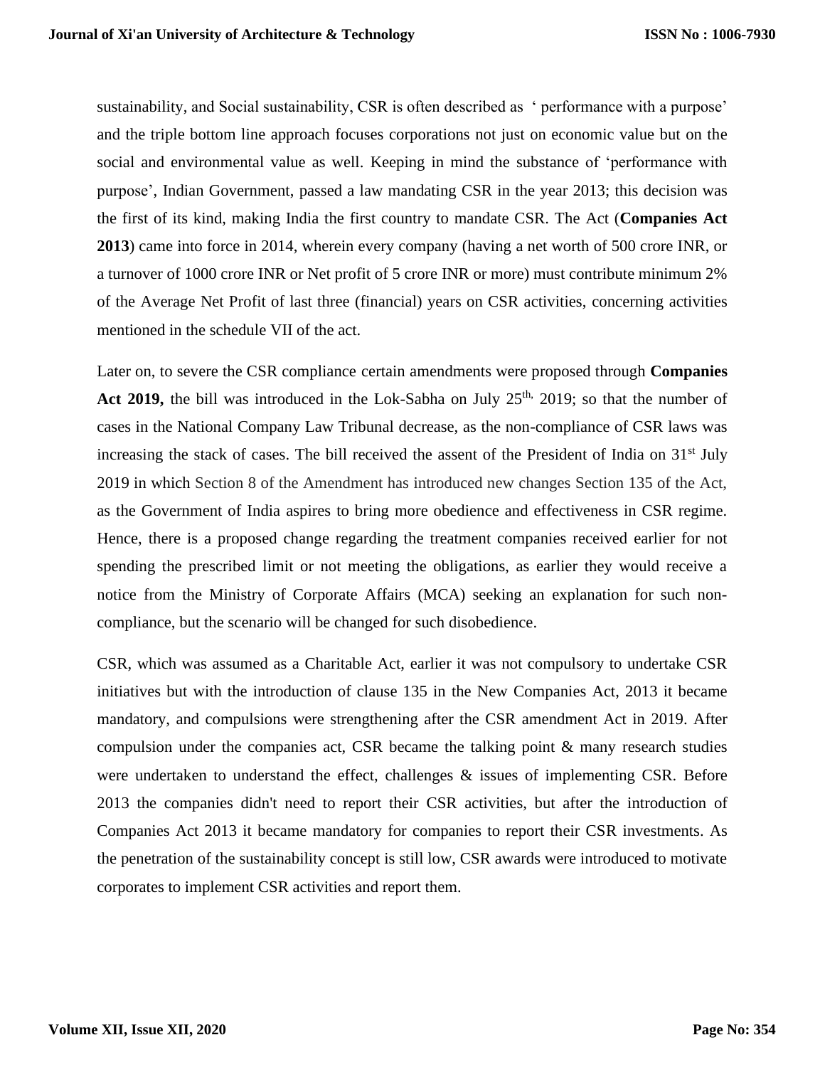sustainability, and Social sustainability, CSR is often described as ' performance with a purpose' and the triple bottom line approach focuses corporations not just on economic value but on the social and environmental value as well. Keeping in mind the substance of 'performance with purpose', Indian Government, passed a law mandating CSR in the year 2013; this decision was the first of its kind, making India the first country to mandate CSR. The Act (**Companies Act 2013**) came into force in 2014, wherein every company (having a net worth of 500 crore INR, or a turnover of 1000 crore INR or Net profit of 5 crore INR or more) must contribute minimum 2% of the Average Net Profit of last three (financial) years on CSR activities, concerning activities mentioned in the schedule VII of the act.

Later on, to severe the CSR compliance certain amendments were proposed through **Companies Act 2019,** the bill was introduced in the Lok-Sabha on July 25th, 2019; so that the number of cases in the National Company Law Tribunal decrease, as the non-compliance of CSR laws was increasing the stack of cases. The bill received the assent of the President of India on 31st July 2019 in which Section 8 of the Amendment has introduced new changes Section 135 of the Act, as the Government of India aspires to bring more obedience and effectiveness in CSR regime. Hence, there is a proposed change regarding the treatment companies received earlier for not spending the prescribed limit or not meeting the obligations, as earlier they would receive a notice from the Ministry of Corporate Affairs (MCA) seeking an explanation for such non-compliance, but the scenario will be changed for such disobedience.

CSR, which was assumed as a Charitable Act, earlier it was not compulsory to undertake CSR initiatives but with the introduction of clause 135 in the New Companies Act, 2013 it became mandatory, and compulsions were strengthening after the CSR amendment Act in 2019. After compulsion under the companies act, CSR became the talking point & many research studies were undertaken to understand the effect, challenges & issues of implementing CSR. Before 2013 the companies didn't need to report their CSR activities, but after the introduction of Companies Act 2013 it became mandatory for companies to report their CSR investments. As the penetration of the sustainability concept is still low, CSR awards were introduced to motivate corporates to implement CSR activities and report them.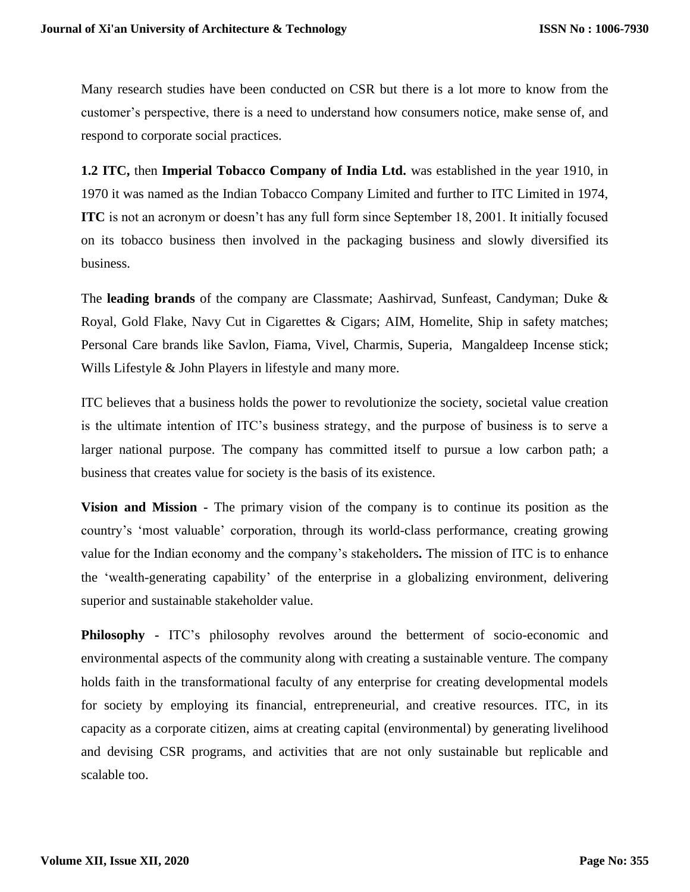Many research studies have been conducted on CSR but there is a lot more to know from the customer's perspective, there is a need to understand how consumers notice, make sense of, and respond to corporate social practices.

**1.2 ITC,** then **Imperial Tobacco Company of India Ltd.** was established in the year 1910, in 1970 it was named as the Indian Tobacco Company Limited and further to ITC Limited in 1974, **ITC** is not an acronym or doesn't has any full form since September 18, 2001. It initially focused on its tobacco business then involved in the packaging business and slowly diversified its business.

The **leading brands** of the company are Classmate; Aashirvad, Sunfeast, Candyman; Duke & Royal, Gold Flake, Navy Cut in Cigarettes & Cigars; AIM, Homelite, Ship in safety matches; Personal Care brands like Savlon, Fiama, Vivel, Charmis, Superia, Mangaldeep Incense stick; Wills Lifestyle & John Players in lifestyle and many more.

ITC believes that a business holds the power to revolutionize the society, societal value creation is the ultimate intention of ITC's business strategy, and the purpose of business is to serve a larger national purpose. The company has committed itself to pursue a low carbon path; a business that creates value for society is the basis of its existence.

**Vision and Mission -** The primary vision of the company is to continue its position as the country's 'most valuable' corporation, through its world-class performance, creating growing value for the Indian economy and the company's stakeholders**.** The mission of ITC is to enhance the 'wealth-generating capability' of the enterprise in a globalizing environment, delivering superior and sustainable stakeholder value.

**Philosophy -** ITC's philosophy revolves around the betterment of socio-economic and environmental aspects of the community along with creating a sustainable venture. The company holds faith in the transformational faculty of any enterprise for creating developmental models for society by employing its financial, entrepreneurial, and creative resources. ITC, in its capacity as a corporate citizen, aims at creating capital (environmental) by generating livelihood and devising CSR programs, and activities that are not only sustainable but replicable and scalable too.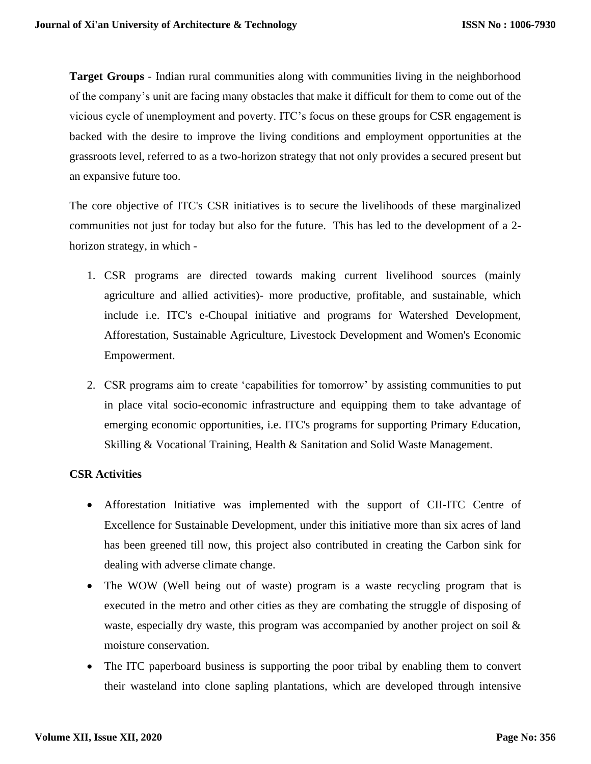**Target Groups** - Indian rural communities along with communities living in the neighborhood of the company's unit are facing many obstacles that make it difficult for them to come out of the vicious cycle of unemployment and poverty. ITC's focus on these groups for CSR engagement is backed with the desire to improve the living conditions and employment opportunities at the grassroots level, referred to as a two-horizon strategy that not only provides a secured present but an expansive future too.

The core objective of ITC's CSR initiatives is to secure the livelihoods of these marginalized communities not just for today but also for the future. This has led to the development of a 2-horizon strategy, in which -

1. CSR programs are directed towards making current livelihood sources (mainly agriculture and allied activities)- more productive, profitable, and sustainable, which include i.e. ITC's e-Choupal initiative and programs for Watershed Development, Afforestation, Sustainable Agriculture, Livestock Development and Women's Economic Empowerment.
2. CSR programs aim to create 'capabilities for tomorrow' by assisting communities to put in place vital socio-economic infrastructure and equipping them to take advantage of emerging economic opportunities, i.e. ITC's programs for supporting Primary Education, Skilling & Vocational Training, Health & Sanitation and Solid Waste Management.

**CSR Activities**

- Afforestation Initiative was implemented with the support of CII-ITC Centre of Excellence for Sustainable Development, under this initiative more than six acres of land has been greened till now, this project also contributed in creating the Carbon sink for dealing with adverse climate change.
- The WOW (Well being out of waste) program is a waste recycling program that is executed in the metro and other cities as they are combating the struggle of disposing of waste, especially dry waste, this program was accompanied by another project on soil & moisture conservation.
- The ITC paperboard business is supporting the poor tribal by enabling them to convert their wasteland into clone sapling plantations, which are developed through intensive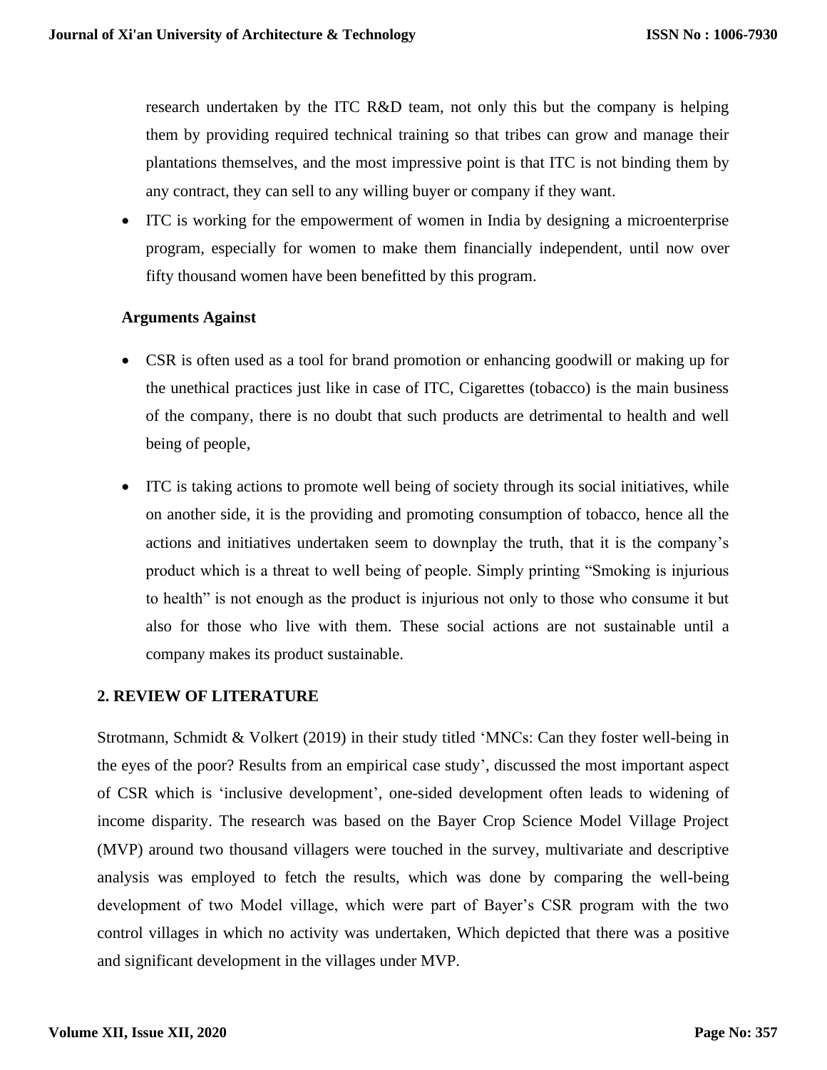research undertaken by the ITC R&D team, not only this but the company is helping them by providing required technical training so that tribes can grow and manage their plantations themselves, and the most impressive point is that ITC is not binding them by any contract, they can sell to any willing buyer or company if they want.

- ITC is working for the empowerment of women in India by designing a microenterprise program, especially for women to make them financially independent, until now over fifty thousand women have been benefitted by this program.

**Arguments Against**

- CSR is often used as a tool for brand promotion or enhancing goodwill or making up for the unethical practices just like in case of ITC, Cigarettes (tobacco) is the main business of the company, there is no doubt that such products are detrimental to health and well being of people,

- ITC is taking actions to promote well being of society through its social initiatives, while on another side, it is the providing and promoting consumption of tobacco, hence all the actions and initiatives undertaken seem to downplay the truth, that it is the company's product which is a threat to well being of people. Simply printing "Smoking is injurious to health" is not enough as the product is injurious not only to those who consume it but also for those who live with them. These social actions are not sustainable until a company makes its product sustainable.

## 2. REVIEW OF LITERATURE

Strotmann, Schmidt & Volkert (2019) in their study titled 'MNCs: Can they foster well-being in the eyes of the poor? Results from an empirical case study', discussed the most important aspect of CSR which is 'inclusive development', one-sided development often leads to widening of income disparity. The research was based on the Bayer Crop Science Model Village Project (MVP) around two thousand villagers were touched in the survey, multivariate and descriptive analysis was employed to fetch the results, which was done by comparing the well-being development of two Model village, which were part of Bayer's CSR program with the two control villages in which no activity was undertaken, Which depicted that there was a positive and significant development in the villages under MVP.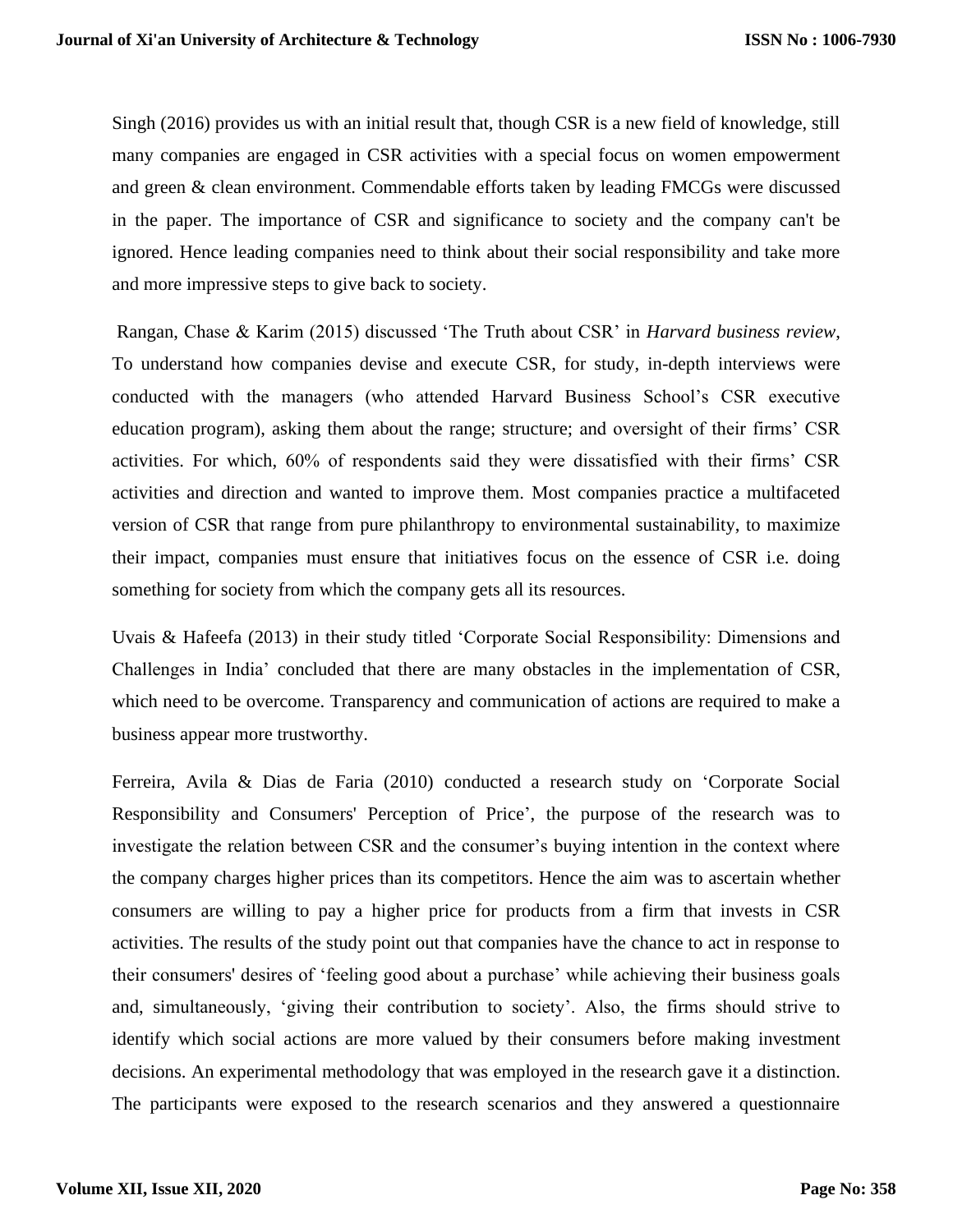Singh (2016) provides us with an initial result that, though CSR is a new field of knowledge, still many companies are engaged in CSR activities with a special focus on women empowerment and green & clean environment. Commendable efforts taken by leading FMCGs were discussed in the paper. The importance of CSR and significance to society and the company can't be ignored. Hence leading companies need to think about their social responsibility and take more and more impressive steps to give back to society.

Rangan, Chase & Karim (2015) discussed 'The Truth about CSR' in *Harvard business review*, To understand how companies devise and execute CSR, for study, in-depth interviews were conducted with the managers (who attended Harvard Business School's CSR executive education program), asking them about the range; structure; and oversight of their firms' CSR activities. For which, 60% of respondents said they were dissatisfied with their firms' CSR activities and direction and wanted to improve them. Most companies practice a multifaceted version of CSR that range from pure philanthropy to environmental sustainability, to maximize their impact, companies must ensure that initiatives focus on the essence of CSR i.e. doing something for society from which the company gets all its resources.

Uvais & Hafeefa (2013) in their study titled 'Corporate Social Responsibility: Dimensions and Challenges in India' concluded that there are many obstacles in the implementation of CSR, which need to be overcome. Transparency and communication of actions are required to make a business appear more trustworthy.

Ferreira, Avila & Dias de Faria (2010) conducted a research study on 'Corporate Social Responsibility and Consumers' Perception of Price', the purpose of the research was to investigate the relation between CSR and the consumer's buying intention in the context where the company charges higher prices than its competitors. Hence the aim was to ascertain whether consumers are willing to pay a higher price for products from a firm that invests in CSR activities. The results of the study point out that companies have the chance to act in response to their consumers' desires of 'feeling good about a purchase' while achieving their business goals and, simultaneously, 'giving their contribution to society'. Also, the firms should strive to identify which social actions are more valued by their consumers before making investment decisions. An experimental methodology that was employed in the research gave it a distinction. The participants were exposed to the research scenarios and they answered a questionnaire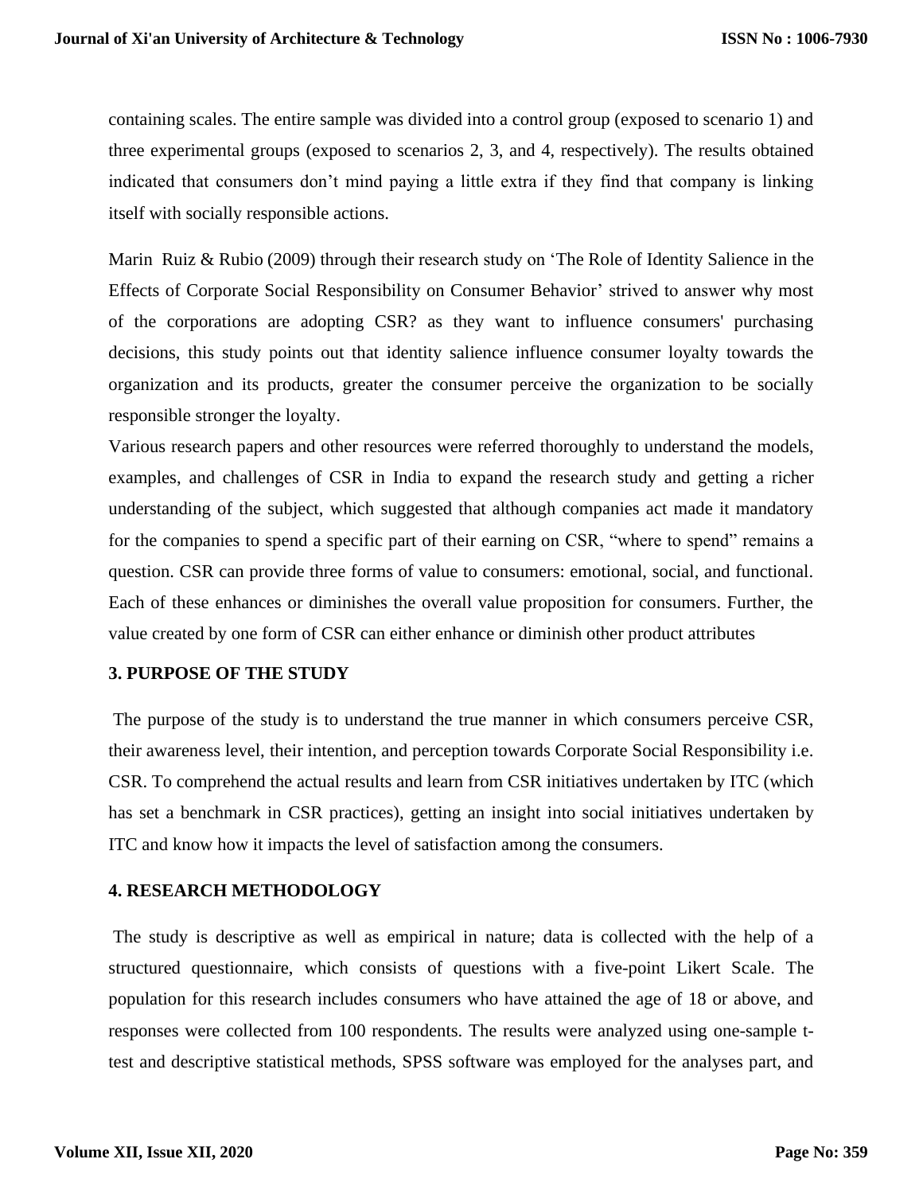containing scales. The entire sample was divided into a control group (exposed to scenario 1) and three experimental groups (exposed to scenarios 2, 3, and 4, respectively). The results obtained indicated that consumers don't mind paying a little extra if they find that company is linking itself with socially responsible actions.

Marin Ruiz & Rubio (2009) through their research study on 'The Role of Identity Salience in the Effects of Corporate Social Responsibility on Consumer Behavior' strived to answer why most of the corporations are adopting CSR? as they want to influence consumers' purchasing decisions, this study points out that identity salience influence consumer loyalty towards the organization and its products, greater the consumer perceive the organization to be socially responsible stronger the loyalty.

Various research papers and other resources were referred thoroughly to understand the models, examples, and challenges of CSR in India to expand the research study and getting a richer understanding of the subject, which suggested that although companies act made it mandatory for the companies to spend a specific part of their earning on CSR, "where to spend" remains a question. CSR can provide three forms of value to consumers: emotional, social, and functional. Each of these enhances or diminishes the overall value proposition for consumers. Further, the value created by one form of CSR can either enhance or diminish other product attributes

## 3. PURPOSE OF THE STUDY

The purpose of the study is to understand the true manner in which consumers perceive CSR, their awareness level, their intention, and perception towards Corporate Social Responsibility i.e. CSR. To comprehend the actual results and learn from CSR initiatives undertaken by ITC (which has set a benchmark in CSR practices), getting an insight into social initiatives undertaken by ITC and know how it impacts the level of satisfaction among the consumers.

## 4. RESEARCH METHODOLOGY

The study is descriptive as well as empirical in nature; data is collected with the help of a structured questionnaire, which consists of questions with a five-point Likert Scale. The population for this research includes consumers who have attained the age of 18 or above, and responses were collected from 100 respondents. The results were analyzed using one-sample t-test and descriptive statistical methods, SPSS software was employed for the analyses part, and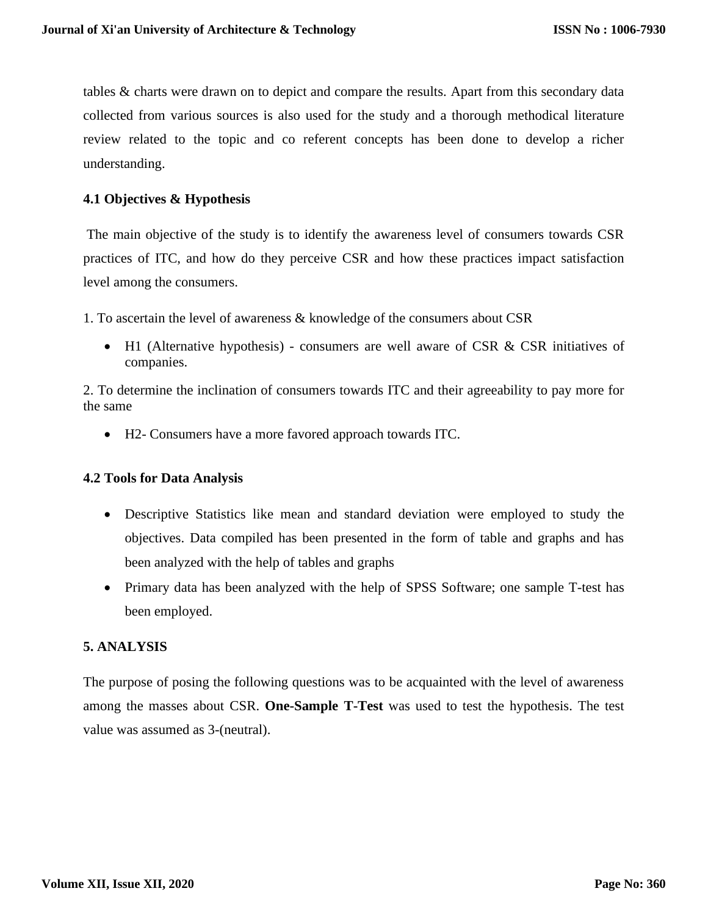tables & charts were drawn on to depict and compare the results. Apart from this secondary data collected from various sources is also used for the study and a thorough methodical literature review related to the topic and co referent concepts has been done to develop a richer understanding.

### 4.1 Objectives & Hypothesis

The main objective of the study is to identify the awareness level of consumers towards CSR practices of ITC, and how do they perceive CSR and how these practices impact satisfaction level among the consumers.

1. To ascertain the level of awareness & knowledge of the consumers about CSR

- H1 (Alternative hypothesis) - consumers are well aware of CSR & CSR initiatives of companies.

2. To determine the inclination of consumers towards ITC and their agreeability to pay more for the same

- H2- Consumers have a more favored approach towards ITC.

### 4.2 Tools for Data Analysis

- Descriptive Statistics like mean and standard deviation were employed to study the objectives. Data compiled has been presented in the form of table and graphs and has been analyzed with the help of tables and graphs
- Primary data has been analyzed with the help of SPSS Software; one sample T-test has been employed.

## 5. ANALYSIS

The purpose of posing the following questions was to be acquainted with the level of awareness among the masses about CSR. **One-Sample T-Test** was used to test the hypothesis. The test value was assumed as 3-(neutral).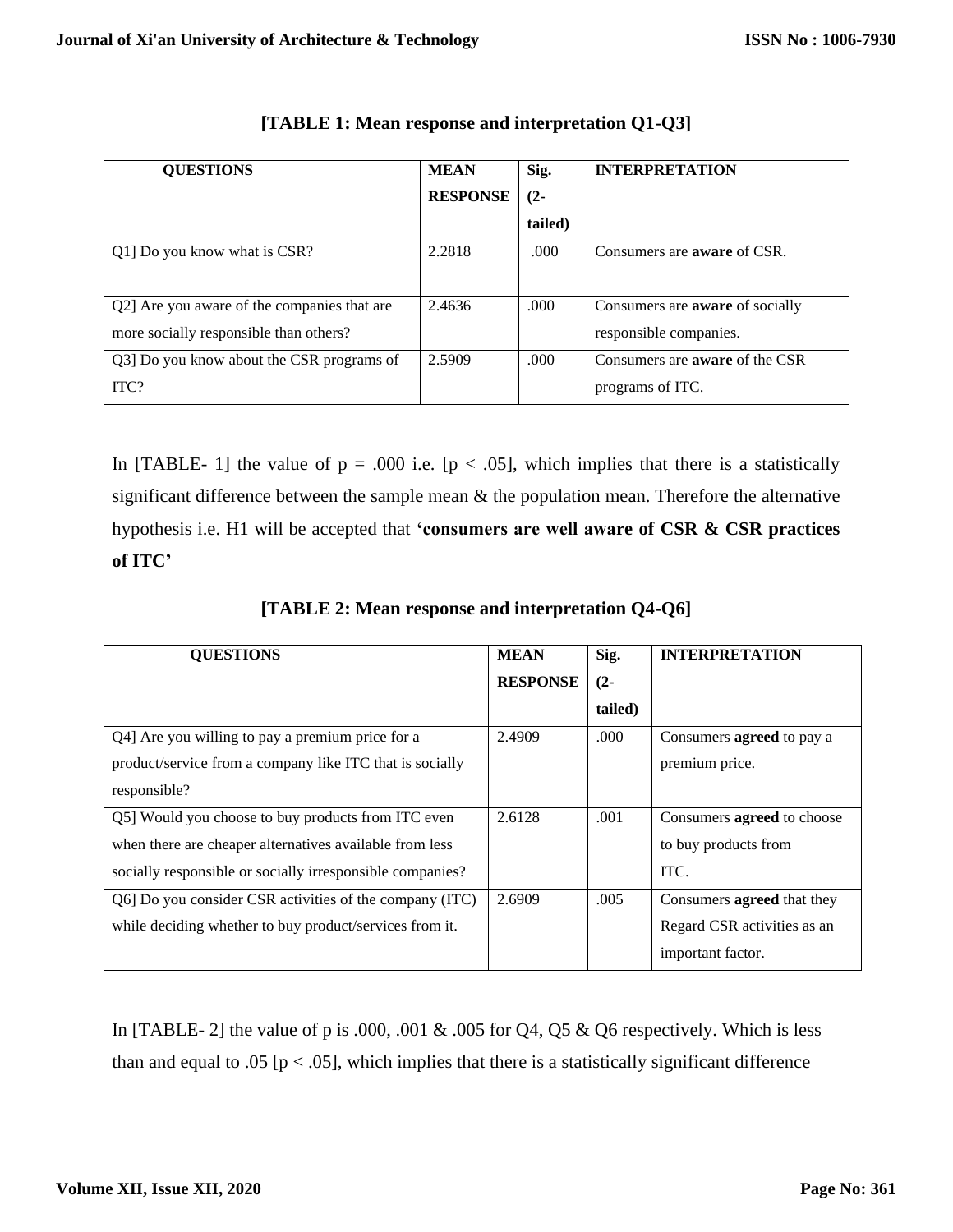**[TABLE 1: Mean response and interpretation Q1-Q3]**

| QUESTIONS | MEAN RESPONSE | Sig. (2-tailed) | INTERPRETATION |
|---|---|---|---|
| Q1] Do you know what is CSR? | 2.2818 | .000 | Consumers are **aware** of CSR. |
| Q2] Are you aware of the companies that are more socially responsible than others? | 2.4636 | .000 | Consumers are **aware** of socially responsible companies. |
| Q3] Do you know about the CSR programs of ITC? | 2.5909 | .000 | Consumers are **aware** of the CSR programs of ITC. |

In [TABLE- 1] the value of p = .000 i.e. [p < .05], which implies that there is a statistically significant difference between the sample mean & the population mean. Therefore the alternative hypothesis i.e. H1 will be accepted that **'consumers are well aware of CSR & CSR practices of ITC'**

**[TABLE 2: Mean response and interpretation Q4-Q6]**

| QUESTIONS | MEAN RESPONSE | Sig. (2-tailed) | INTERPRETATION |
|---|---|---|---|
| Q4] Are you willing to pay a premium price for a product/service from a company like ITC that is socially responsible? | 2.4909 | .000 | Consumers **agreed** to pay a premium price. |
| Q5] Would you choose to buy products from ITC even when there are cheaper alternatives available from less socially responsible or socially irresponsible companies? | 2.6128 | .001 | Consumers **agreed** to choose to buy products from ITC. |
| Q6] Do you consider CSR activities of the company (ITC) while deciding whether to buy product/services from it. | 2.6909 | .005 | Consumers **agreed** that they Regard CSR activities as an important factor. |

In [TABLE- 2] the value of p is .000, .001 & .005 for Q4, Q5 & Q6 respectively. Which is less than and equal to .05 [p < .05], which implies that there is a statistically significant difference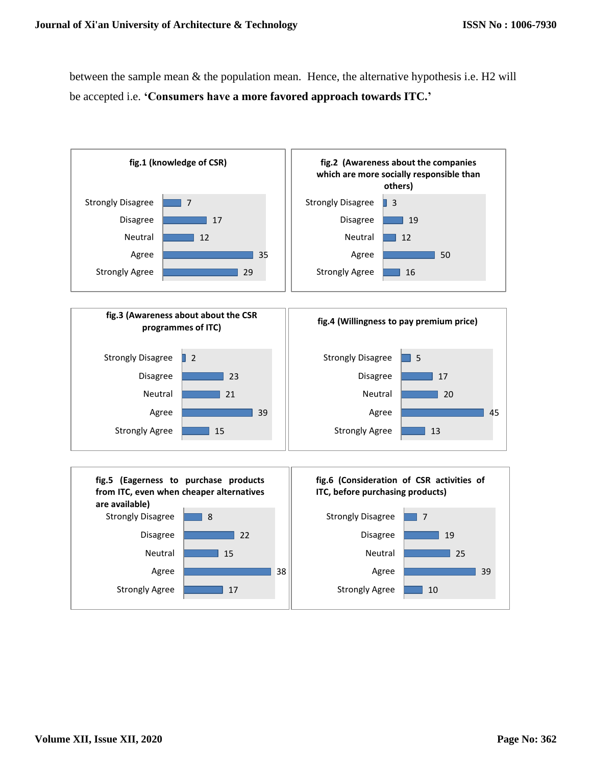between the sample mean & the population mean.  Hence, the alternative hypothesis i.e. H2 will be accepted i.e. **'Consumers have a more favored approach towards ITC.'**

**fig.1 (knowledge of CSR)**

| Response | Count |
|---|---|
| Strongly Disagree | 7 |
| Disagree | 17 |
| Neutral | 12 |
| Agree | 35 |
| Strongly Agree | 29 |

**fig.2 (Awareness about the companies which are more socially responsible than others)**

| Response | Count |
|---|---|
| Strongly Disagree | 3 |
| Disagree | 19 |
| Neutral | 12 |
| Agree | 50 |
| Strongly Agree | 16 |

**fig.3 (Awareness about about the CSR programmes of ITC)**

| Response | Count |
|---|---|
| Strongly Disagree | 2 |
| Disagree | 23 |
| Neutral | 21 |
| Agree | 39 |
| Strongly Agree | 15 |

**fig.4 (Willingness to pay premium price)**

| Response | Count |
|---|---|
| Strongly Disagree | 5 |
| Disagree | 17 |
| Neutral | 20 |
| Agree | 45 |
| Strongly Agree | 13 |

**fig.5 (Eagerness to purchase products from ITC, even when cheaper alternatives are available)**

| Response | Count |
|---|---|
| Strongly Disagree | 8 |
| Disagree | 22 |
| Neutral | 15 |
| Agree | 38 |
| Strongly Agree | 17 |

**fig.6 (Consideration of CSR activities of ITC, before purchasing products)**

| Response | Count |
|---|---|
| Strongly Disagree | 7 |
| Disagree | 19 |
| Neutral | 25 |
| Agree | 39 |
| Strongly Agree | 10 |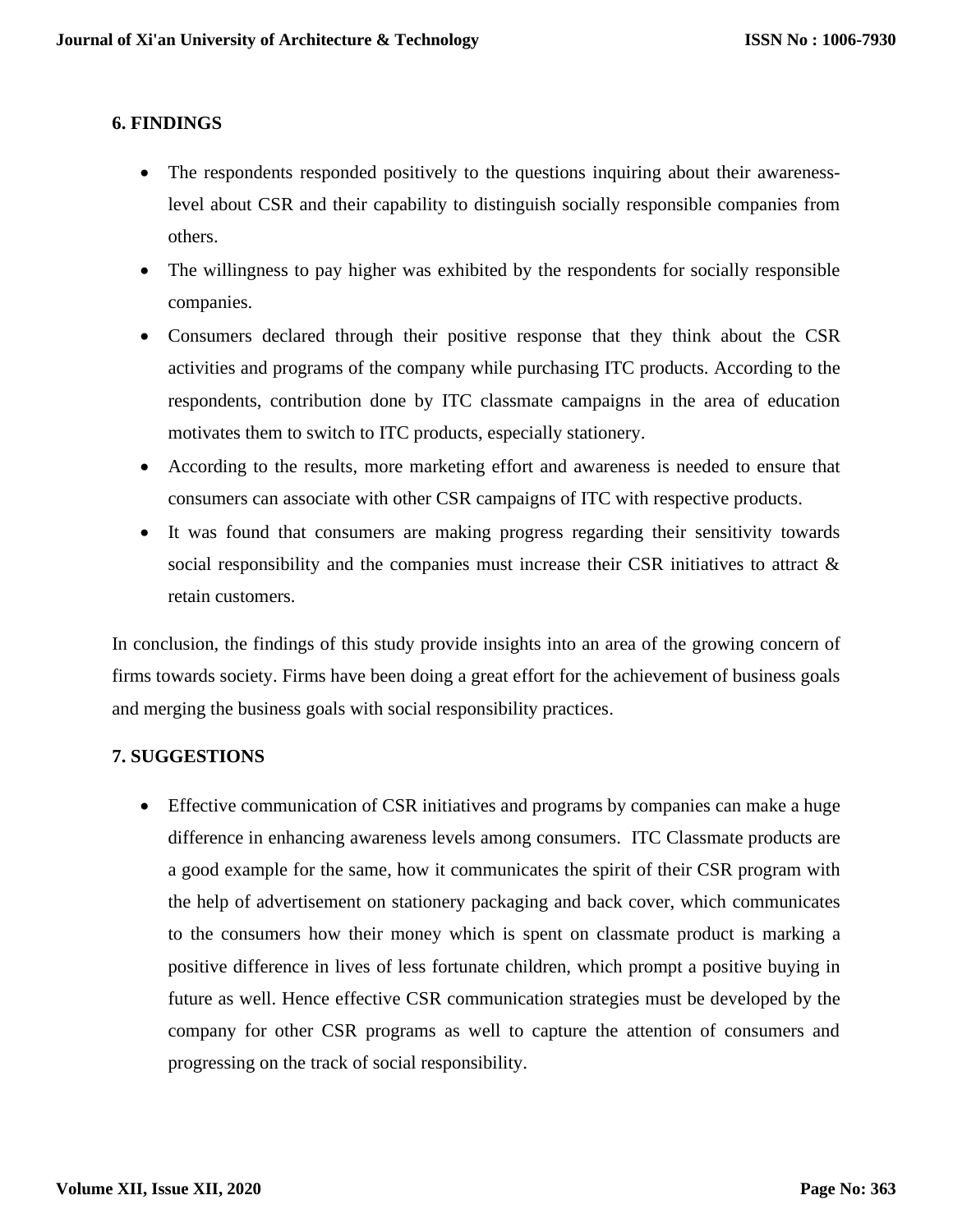## 6. FINDINGS

- The respondents responded positively to the questions inquiring about their awareness-level about CSR and their capability to distinguish socially responsible companies from others.
- The willingness to pay higher was exhibited by the respondents for socially responsible companies.
- Consumers declared through their positive response that they think about the CSR activities and programs of the company while purchasing ITC products. According to the respondents, contribution done by ITC classmate campaigns in the area of education motivates them to switch to ITC products, especially stationery.
- According to the results, more marketing effort and awareness is needed to ensure that consumers can associate with other CSR campaigns of ITC with respective products.
- It was found that consumers are making progress regarding their sensitivity towards social responsibility and the companies must increase their CSR initiatives to attract & retain customers.

In conclusion, the findings of this study provide insights into an area of the growing concern of firms towards society. Firms have been doing a great effort for the achievement of business goals and merging the business goals with social responsibility practices.

## 7. SUGGESTIONS

- Effective communication of CSR initiatives and programs by companies can make a huge difference in enhancing awareness levels among consumers. ITC Classmate products are a good example for the same, how it communicates the spirit of their CSR program with the help of advertisement on stationery packaging and back cover, which communicates to the consumers how their money which is spent on classmate product is marking a positive difference in lives of less fortunate children, which prompt a positive buying in future as well. Hence effective CSR communication strategies must be developed by the company for other CSR programs as well to capture the attention of consumers and progressing on the track of social responsibility.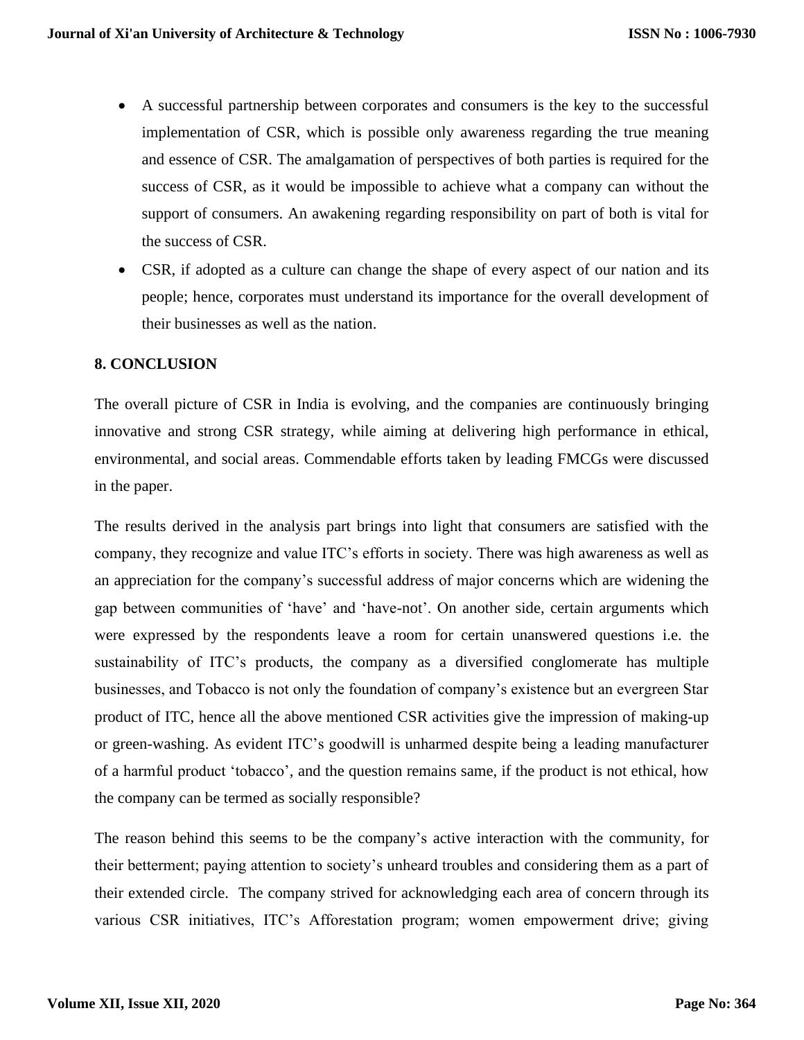- A successful partnership between corporates and consumers is the key to the successful implementation of CSR, which is possible only awareness regarding the true meaning and essence of CSR. The amalgamation of perspectives of both parties is required for the success of CSR, as it would be impossible to achieve what a company can without the support of consumers. An awakening regarding responsibility on part of both is vital for the success of CSR.
- CSR, if adopted as a culture can change the shape of every aspect of our nation and its people; hence, corporates must understand its importance for the overall development of their businesses as well as the nation.

## 8. CONCLUSION

The overall picture of CSR in India is evolving, and the companies are continuously bringing innovative and strong CSR strategy, while aiming at delivering high performance in ethical, environmental, and social areas. Commendable efforts taken by leading FMCGs were discussed in the paper.

The results derived in the analysis part brings into light that consumers are satisfied with the company, they recognize and value ITC's efforts in society. There was high awareness as well as an appreciation for the company's successful address of major concerns which are widening the gap between communities of 'have' and 'have-not'. On another side, certain arguments which were expressed by the respondents leave a room for certain unanswered questions i.e. the sustainability of ITC's products, the company as a diversified conglomerate has multiple businesses, and Tobacco is not only the foundation of company's existence but an evergreen Star product of ITC, hence all the above mentioned CSR activities give the impression of making-up or green-washing. As evident ITC's goodwill is unharmed despite being a leading manufacturer of a harmful product 'tobacco', and the question remains same, if the product is not ethical, how the company can be termed as socially responsible?

The reason behind this seems to be the company's active interaction with the community, for their betterment; paying attention to society's unheard troubles and considering them as a part of their extended circle. The company strived for acknowledging each area of concern through its various CSR initiatives, ITC's Afforestation program; women empowerment drive; giving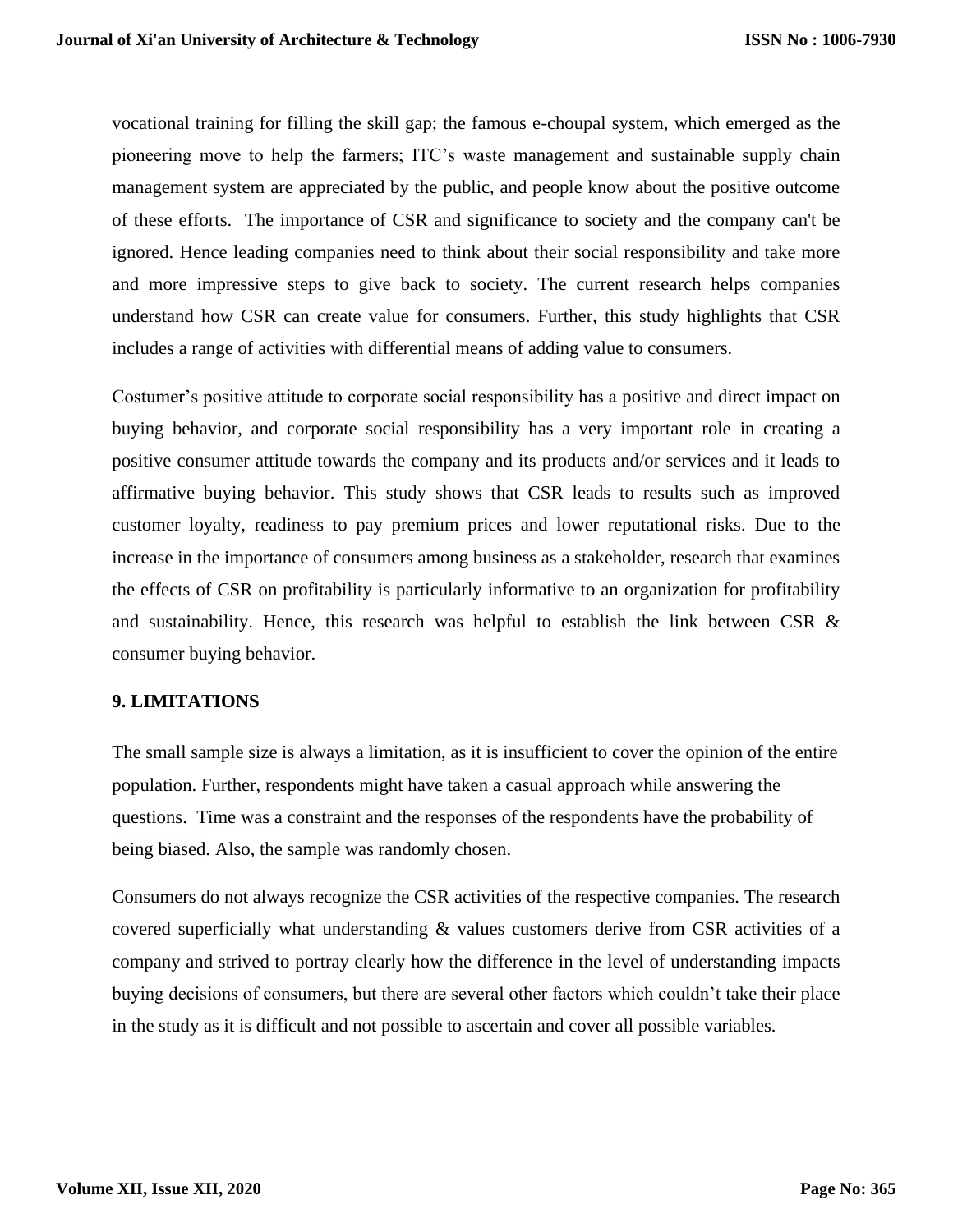vocational training for filling the skill gap; the famous e-choupal system, which emerged as the pioneering move to help the farmers; ITC's waste management and sustainable supply chain management system are appreciated by the public, and people know about the positive outcome of these efforts. The importance of CSR and significance to society and the company can't be ignored. Hence leading companies need to think about their social responsibility and take more and more impressive steps to give back to society. The current research helps companies understand how CSR can create value for consumers. Further, this study highlights that CSR includes a range of activities with differential means of adding value to consumers.

Costumer's positive attitude to corporate social responsibility has a positive and direct impact on buying behavior, and corporate social responsibility has a very important role in creating a positive consumer attitude towards the company and its products and/or services and it leads to affirmative buying behavior. This study shows that CSR leads to results such as improved customer loyalty, readiness to pay premium prices and lower reputational risks. Due to the increase in the importance of consumers among business as a stakeholder, research that examines the effects of CSR on profitability is particularly informative to an organization for profitability and sustainability. Hence, this research was helpful to establish the link between CSR & consumer buying behavior.

## 9. LIMITATIONS

The small sample size is always a limitation, as it is insufficient to cover the opinion of the entire population. Further, respondents might have taken a casual approach while answering the questions. Time was a constraint and the responses of the respondents have the probability of being biased. Also, the sample was randomly chosen.

Consumers do not always recognize the CSR activities of the respective companies. The research covered superficially what understanding & values customers derive from CSR activities of a company and strived to portray clearly how the difference in the level of understanding impacts buying decisions of consumers, but there are several other factors which couldn't take their place in the study as it is difficult and not possible to ascertain and cover all possible variables.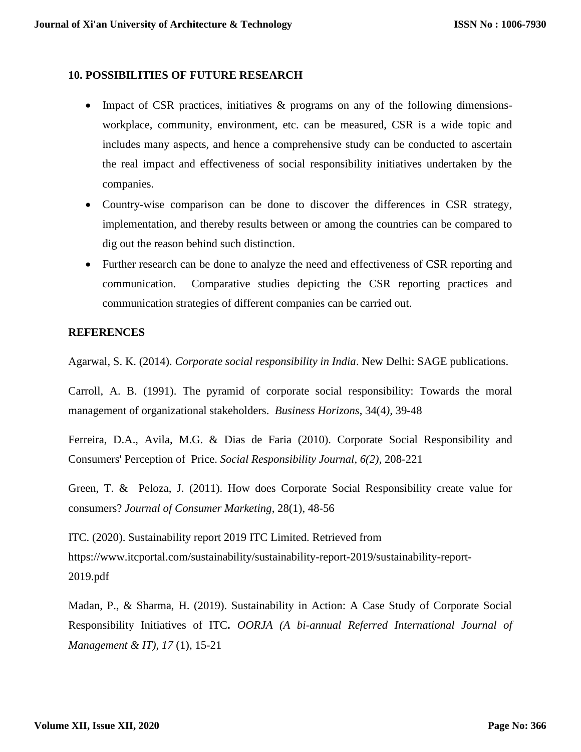## 10. POSSIBILITIES OF FUTURE RESEARCH

- Impact of CSR practices, initiatives & programs on any of the following dimensions-workplace, community, environment, etc. can be measured, CSR is a wide topic and includes many aspects, and hence a comprehensive study can be conducted to ascertain the real impact and effectiveness of social responsibility initiatives undertaken by the companies.
- Country-wise comparison can be done to discover the differences in CSR strategy, implementation, and thereby results between or among the countries can be compared to dig out the reason behind such distinction.
- Further research can be done to analyze the need and effectiveness of CSR reporting and communication. Comparative studies depicting the CSR reporting practices and communication strategies of different companies can be carried out.

## REFERENCES

Agarwal, S. K. (2014). *Corporate social responsibility in India*. New Delhi: SAGE publications.

Carroll, A. B. (1991). The pyramid of corporate social responsibility: Towards the moral management of organizational stakeholders. *Business Horizons*, 34(4), 39-48

Ferreira, D.A., Avila, M.G. & Dias de Faria (2010). Corporate Social Responsibility and Consumers' Perception of Price. *Social Responsibility Journal, 6(2),* 208-221

Green, T. & Peloza, J. (2011). How does Corporate Social Responsibility create value for consumers? *Journal of Consumer Marketing,* 28(1), 48-56

ITC. (2020). Sustainability report 2019 ITC Limited. Retrieved from https://www.itcportal.com/sustainability/sustainability-report-2019/sustainability-report-2019.pdf

Madan, P., & Sharma, H. (2019). Sustainability in Action: A Case Study of Corporate Social Responsibility Initiatives of ITC**.** *OORJA (A bi-annual Referred International Journal of Management & IT), 17* (1), 15-21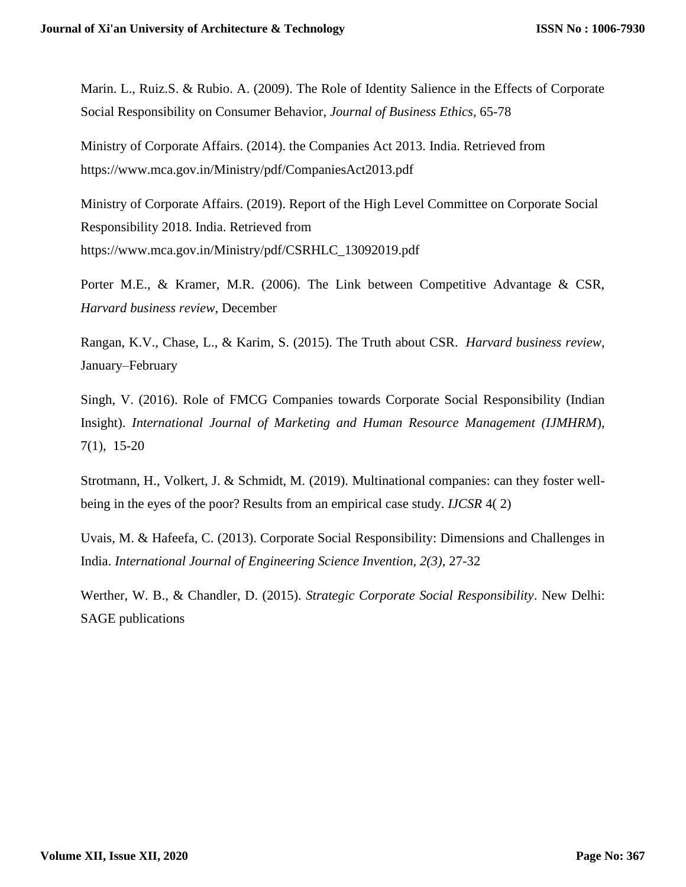Marin. L., Ruiz.S. & Rubio. A. (2009). The Role of Identity Salience in the Effects of Corporate Social Responsibility on Consumer Behavior, *Journal of Business Ethics,* 65-78

Ministry of Corporate Affairs. (2014). the Companies Act 2013. India. Retrieved from https://www.mca.gov.in/Ministry/pdf/CompaniesAct2013.pdf

Ministry of Corporate Affairs. (2019). Report of the High Level Committee on Corporate Social Responsibility 2018. India. Retrieved from https://www.mca.gov.in/Ministry/pdf/CSRHLC_13092019.pdf

Porter M.E., & Kramer, M.R. (2006). The Link between Competitive Advantage & CSR, *Harvard business review*, December

Rangan, K.V., Chase, L., & Karim, S. (2015). The Truth about CSR. *Harvard business review*, January–February

Singh, V. (2016). Role of FMCG Companies towards Corporate Social Responsibility (Indian Insight). *International Journal of Marketing and Human Resource Management (IJMHRM*), 7(1), 15-20

Strotmann, H., Volkert, J. & Schmidt, M. (2019). Multinational companies: can they foster well-being in the eyes of the poor? Results from an empirical case study. *IJCSR* 4( 2)

Uvais, M. & Hafeefa, C. (2013). Corporate Social Responsibility: Dimensions and Challenges in India. *International Journal of Engineering Science Invention, 2(3),* 27-32

Werther, W. B., & Chandler, D. (2015). *Strategic Corporate Social Responsibility*. New Delhi: SAGE publications